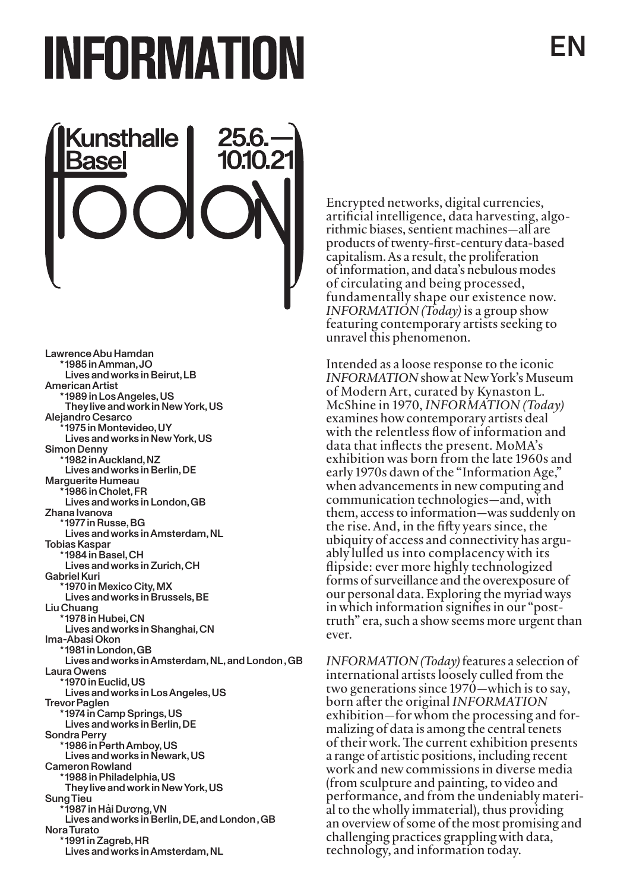# INFORMATION

EN

Kunsthalle Basel

25.6.—10.10.21

(Today)

Lawrence Abu Hamdan
*1985 in Amman, JO
Lives and works in Beirut, LB

American Artist
*1989 in Los Angeles, US
They live and work in New York, US

Alejandro Cesarco
*1975 in Montevideo, UY
Lives and works in New York, US

Simon Denny
*1982 in Auckland, NZ
Lives and works in Berlin, DE

Marguerite Humeau
*1986 in Cholet, FR
Lives and works in London, GB

Zhana Ivanova
*1977 in Russe, BG
Lives and works in Amsterdam, NL

Tobias Kaspar
*1984 in Basel, CH
Lives and works in Zurich, CH

Gabriel Kuri
*1970 in Mexico City, MX
Lives and works in Brussels, BE

Liu Chuang
*1978 in Hubei, CN
Lives and works in Shanghai, CN

Ima-Abasi Okon
*1981 in London, GB
Lives and works in Amsterdam, NL, and London, GB

Laura Owens
*1970 in Euclid, US
Lives and works in Los Angeles, US

Trevor Paglen
*1974 in Camp Springs, US
Lives and works in Berlin, DE

Sondra Perry
*1986 in Perth Amboy, US
Lives and works in Newark, US

Cameron Rowland
*1988 in Philadelphia, US
They live and work in New York, US

Sung Tieu
*1987 in Hải Dương, VN
Lives and works in Berlin, DE, and London, GB

Nora Turato
*1991 in Zagreb, HR
Lives and works in Amsterdam, NL

Encrypted networks, digital currencies, artificial intelligence, data harvesting, algorithmic biases, sentient machines—all are products of twenty-first-century data-based capitalism. As a result, the proliferation of information, and data's nebulous modes of circulating and being processed, fundamentally shape our existence now. *INFORMATION (Today)* is a group show featuring contemporary artists seeking to unravel this phenomenon.

Intended as a loose response to the iconic *INFORMATION* show at New York's Museum of Modern Art, curated by Kynaston L. McShine in 1970, *INFORMATION (Today)* examines how contemporary artists deal with the relentless flow of information and data that inflects the present. MoMA's exhibition was born from the late 1960s and early 1970s dawn of the "Information Age," when advancements in new computing and communication technologies—and, with them, access to information—was suddenly on the rise. And, in the fifty years since, the ubiquity of access and connectivity has arguably lulled us into complacency with its flipside: ever more highly technologized forms of surveillance and the overexposure of our personal data. Exploring the myriad ways in which information signifies in our "post-truth" era, such a show seems more urgent than ever.

*INFORMATION (Today)* features a selection of international artists loosely culled from the two generations since 1970—which is to say, born after the original *INFORMATION* exhibition—for whom the processing and formalizing of data is among the central tenets of their work. The current exhibition presents a range of artistic positions, including recent work and new commissions in diverse media (from sculpture and painting, to video and performance, and from the undeniably material to the wholly immaterial), thus providing an overview of some of the most promising and challenging practices grappling with data, technology, and information today.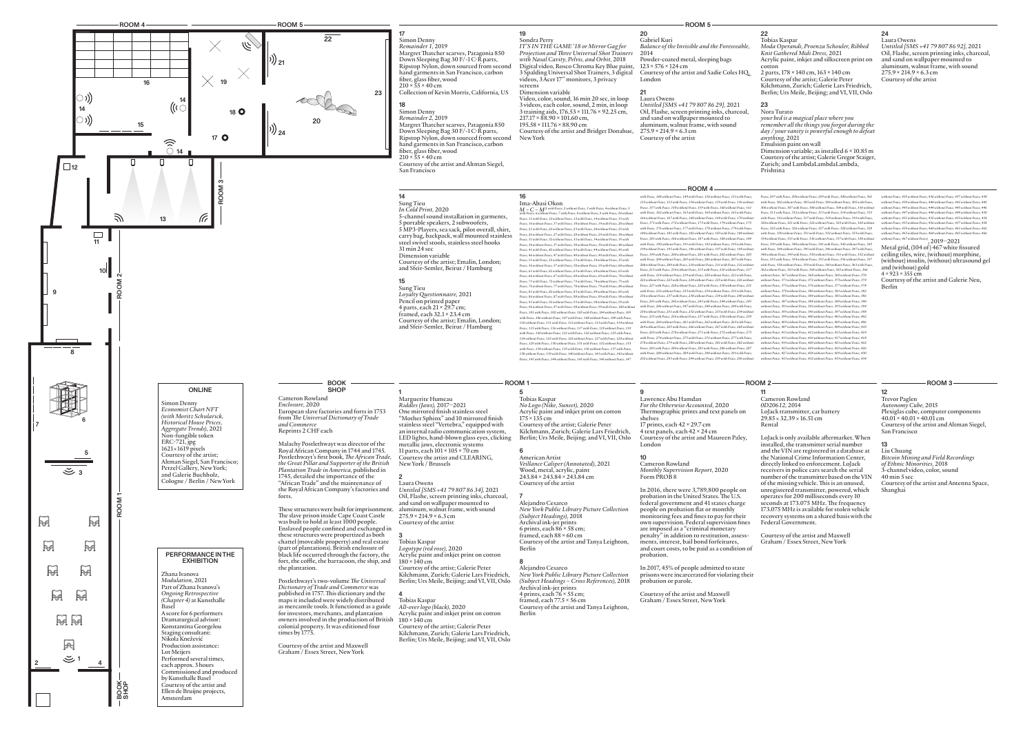## ROOM 5

**17**
Simon Denny
*Remainder 1*, 2019
Margret Thatcher scarves, Patagonia 850 Down Sleeping Bag 30 F/-1 C R parts, Ripstop Nylon, down sourced from second hand garments in San Francisco, carbon fiber, glass fiber, wood
210 × 55 × 40 cm
Collection of Kevin Morris, California, US

**18**
Simon Denny
*Remainder 2*, 2019
Margret Thatcher scarves, Patagonia 850 Down Sleeping Bag 30 F/-1 C R parts, Ripstop Nylon, down sourced from second hand garments in San Francisco, carbon fiber, glass fiber, wood
210 × 55 × 40 cm
Courtesy of the artist and Altman Siegel, San Francisco

**19**
Sondra Perry
*IT'S IN THE GAME '18 or Mirror Gag for Projection and Three Universal Shot Trainers with Nasal Cavity, Pelvis, and Orbit*, 2018
Digital video, Rosco Chroma Key Blue paint, 3 Spalding Universal Shot Trainers, 3 digital videos, 3 Acer 17" monitors, 3 privacy screens
Dimension variable
Video, color, sound, 16 min 20 sec, in loop
3 videos, each color, sound, 2 min, in loop
3 training aids, 176.53 × 111.76 × 92.25 cm, 217.17 × 88.90 × 101.60 cm, 195.58 × 111.76 × 88.90 cm
Courtesy of the artist and Bridget Donahue, New York

**20**
Gabriel Kuri
*Balance of the Invisible and the Foreseeable*, 2014
Powder-coated metal, sleeping bags
123 × 576 × 124 cm
Courtesy of the artist and Sadie Coles HQ, London

**21**
Laura Owens
*Untitled [SMS +41 79 807 86 29]*, 2021
Oil, Flashe, screen printing inks, charcoal, and sand on wallpaper mounted to aluminum, walnut frame, with sound
275.9 × 214.9 × 6.3 cm
Courtesy of the artist

**22**
Tobias Kaspar
*Moda Operandi, Proenza Schouler, Ribbed Knit Gathered Midi Dress*, 2021
Acrylic paint, inkjet and silkscreen print on cotton
2 parts, 178 × 140 cm, 163 × 140 cm
Courtesy of the artist; Galerie Peter Kilchmann, Zurich; Galerie Lars Friedrich, Berlin; Urs Meile, Beijing; and VI, VII, Oslo

**23**
Nora Turato
*your bed is a magical place where you remember all the things you forgot during the day / your vanity is powerful enough to defeat anything*, 2021
Emulsion paint on wall
Dimension variable; as installed 6 × 10.85 m
Courtesy of the artist; Galerie Gregor Staiger, Zurich; and LambdaLambdaLambda, Prishtina

**24**
Laura Owens
*Untitled [SMS +41 79 807 86 92]*, 2021
Oil, Flashe, screen printing inks, charcoal, and sand on wallpaper mounted to aluminum, walnut frame, with sound
275.9 × 214.9 × 6.3 cm
Courtesy of the artist

## ROOM 4

**14**
Sung Tieu
*In Cold Print*, 2020
5-channel sound installation in garments, 5 portable speakers, 2 subwoofers, 5 MP3-Players, sea sack, pilot overall, shirt, carry bag, backpack, wall mounted stainless steel swivel stools, stainless steel hooks
31 min 24 sec
Dimension variable
Courtesy of the artist; Emalin, London; and Sfeir-Semler, Beirut / Hamburg

**15**
Sung Tieu
*Loyalty Questionnaire*, 2021
Pencil on printed paper
4 parts, each 21 × 29.7 cm; framed, each 32.1 × 23.4 cm
Courtesy of the artist; Emalin, London; and Sfeir-Semler, Beirut / Hamburg

**16**
Ima-Abasi Okon
*M – C – M' with Peace, 2 without Peace, 3 with Peace, 4 without Peace, 5 with Peace, 6 without Peace, 7 with Peace, 8 without Peace, 9 with Peace, 10 without Peace, 11 with Peace, 12 without Peace, 13 with Peace, 14 without Peace, 15 with Peace, 16 without Peace, 17 with Peace, 18 without Peace, 19 with Peace, 20 without Peace, 21 with Peace, 22 without Peace, 23 with Peace, 24 without Peace, 25 with Peace, 26 without Peace, 27 with Peace, 28 without Peace, 29 with Peace, 30 without Peace, 31 with Peace, 32 without Peace, 33 with Peace, 34 without Peace, 35 with Peace, 36 without Peace, 37 with Peace, 38 without Peace, 39 with Peace, 40 without Peace, 41 with Peace, 42 without Peace, 43 with Peace, 44 without Peace, 45 with Peace, 46 without Peace, 47 with Peace, 48 without Peace, 49 with Peace, 50 without Peace, 51 with Peace, 52 without Peace, 53 with Peace, 54 without Peace, 55 with Peace, 56 without Peace, 57 with Peace, 58 without Peace, 59 with Peace, 60 without Peace, 61 with Peace, 62 without Peace, 63 with Peace, 64 without Peace, 65 with Peace, 66 without Peace, 67 with Peace, 68 without Peace, 69 with Peace, 70 without Peace, 71 with Peace, 72 without Peace, 73 with Peace, 74 without Peace, 75 with Peace, 76 without Peace, 77 with Peace, 78 without Peace, 79 with Peace, 80 without Peace, 81 with Peace, 82 without Peace, 83 with Peace, 84 without Peace, 85 with Peace, 86 without Peace, 87 with Peace, 88 without Peace, 89 with Peace, 90 without Peace, 91 with Peace, 92 without Peace, 93 with Peace, 94 without Peace, 95 with Peace, 96 without Peace, 97 with Peace, 98 without Peace, 99 with Peace, 100 without Peace, 101 with Peace, 102 without Peace, 103 with Peace, 104 without Peace, 105 with Peace, 106 without Peace, 107 with Peace, 108 without Peace, 109 with Peace, 110 without Peace, 111 with Peace, 112 without Peace, 113 with Peace, 114 without Peace, 115 with Peace, 116 without Peace, 117 with Peace, 118 without Peace, 119 with Peace, 120 without Peace, 121 with Peace, 122 without Peace, 123 with Peace, 124 without Peace, 125 with Peace, 126 without Peace, 127 with Peace, 128 without Peace, 129 with Peace, 130 without Peace, 131 with Peace, 132 without Peace, 133 with Peace, 134 without Peace, 135 with Peace, 136 without Peace, 137 with Peace, 138 without Peace, 139 with Peace, 140 without Peace, 141 with Peace, 142 without Peace, 143 with Peace, 144 without Peace, 145 with Peace, 146 without Peace, 147 with Peace, 148 without Peace, 149 with Peace, 150 without Peace, 151 with Peace, 152 without Peace, 153 with Peace, 154 without Peace, 155 with Peace, 156 without Peace, 157 with Peace, 158 without Peace, 159 with Peace, 160 without Peace, 161 with Peace, 162 without Peace, 163 with Peace, 164 without Peace, 165 with Peace, 166 without Peace, 167 with Peace, 168 without Peace, 169 with Peace, 170 without Peace, 171 with Peace, 172 without Peace, 173 with Peace, 174 without Peace, 175 with Peace, 176 without Peace, 177 with Peace, 178 without Peace, 179 with Peace, 180 without Peace, 181 with Peace, 182 without Peace, 183 with Peace, 184 without Peace, 185 with Peace, 186 without Peace, 187 with Peace, 188 without Peace, 189 with Peace, 190 without Peace, 191 with Peace, 192 without Peace, 193 with Peace, 194 without Peace, 195 with Peace, 196 without Peace, 197 with Peace, 198 without Peace, 199 with Peace, 200 without Peace, 201 with Peace, 202 without Peace, 203 with Peace, 204 without Peace, 205 with Peace, 206 without Peace, 207 with Peace, 208 without Peace, 209 with Peace, 210 without Peace, 211 with Peace, 212 without Peace, 213 with Peace, 214 without Peace, 215 with Peace, 216 without Peace, 217 with Peace, 218 without Peace, 219 with Peace, 220 without Peace, 221 with Peace, 222 without Peace, 223 with Peace, 224 without Peace, 225 with Peace, 226 without Peace, 227 with Peace, 228 without Peace, 229 with Peace, 230 without Peace, 231 with Peace, 232 without Peace, 233 with Peace, 234 without Peace, 235 with Peace, 236 without Peace, 237 with Peace, 238 without Peace, 239 with Peace, 240 without Peace, 241 with Peace, 242 without Peace, 243 with Peace, 244 without Peace, 245 with Peace, 246 without Peace, 247 with Peace, 248 without Peace, 249 with Peace, 250 without Peace, 251 with Peace, 252 without Peace, 253 with Peace, 254 without Peace, 255 with Peace, 256 without Peace, 257 with Peace, 258 without Peace, 259 with Peace, 260 without Peace, 261 with Peace, 262 without Peace, 263 with Peace, 264 without Peace, 265 with Peace, 266 without Peace, 267 with Peace, 268 without Peace, 269 with Peace, 270 without Peace, 271 with Peace, 272 without Peace, 273 with Peace, 274 without Peace, 275 with Peace, 276 without Peace, 277 with Peace, 278 without Peace, 279 with Peace, 280 without Peace, 281 with Peace, 282 without Peace, 283 with Peace, 284 without Peace, 285 with Peace, 286 without Peace, 287 with Peace, 288 without Peace, 289 with Peace, 290 without Peace, 291 with Peace, 292 without Peace, 293 with Peace, 294 without Peace, 295 with Peace, 296 without Peace, 297 with Peace, 298 without Peace, 299 with Peace, 300 without Peace, 301 with Peace, 302 without Peace, 303 with Peace, 304 without Peace, 305 with Peace, 306 without Peace, 307 with Peace, 308 without Peace, 309 with Peace, 310 without Peace, 311 with Peace, 312 without Peace, 313 with Peace, 314 without Peace, 315 with Peace, 316 without Peace, 317 with Peace, 318 without Peace, 319 with Peace, 320 without Peace, 321 with Peace, 322 without Peace, 323 with Peace, 324 without Peace, 325 with Peace, 326 without Peace, 327 with Peace, 328 without Peace, 329 with Peace, 330 without Peace, 331 with Peace, 332 without Peace, 333 with Peace, 334 without Peace, 335 with Peace, 336 without Peace, 337 with Peace, 338 without Peace, 339 with Peace, 340 without Peace, 341 with Peace, 342 without Peace, 343 with Peace, 344 without Peace, 345 with Peace, 346 without Peace, 347 with Peace, 348 without Peace, 349 with Peace, 350 without Peace, 351 with Peace, 352 without Peace, 353 with Peace, 354 without Peace, 355 with Peace, 356 without Peace, 357 with Peace, 358 without Peace, 359 with Peace, 360 without Peace, 361 with Peace, 362 without Peace, 363 with Peace, 364 without Peace, 365 with Peace, 366 without Peace, 367 without Peace, 368 without Peace, 369 without Peace, 370 without Peace, 371 without Peace, 372 without Peace, 373 without Peace, 374 without Peace, 375 without Peace, 376 without Peace, 377 without Peace, 378 without Peace, 379 without Peace, 380 without Peace, 381 without Peace, 382 without Peace, 383 without Peace, 384 without Peace, 385 without Peace, 386 without Peace, 387 without Peace, 388 without Peace, 389 without Peace, 390 without Peace, 391 without Peace, 392 without Peace, 393 without Peace, 394 without Peace, 395 without Peace, 396 without Peace, 397 without Peace, 398 without Peace, 399 without Peace, 400 without Peace, 401 without Peace, 402 without Peace, 403 without Peace, 404 without Peace, 405 without Peace, 406 without Peace, 407 without Peace, 408 without Peace, 409 without Peace, 410 without Peace, 411 without Peace, 412 without Peace, 413 without Peace, 414 without Peace, 415 without Peace, 416 without Peace, 417 without Peace, 418 without Peace, 419 without Peace, 420 without Peace, 421 without Peace, 422 without Peace, 423 without Peace, 424 without Peace, 425 without Peace, 426 without Peace, 427 without Peace, 428 without Peace, 429 without Peace, 430 without Peace, 431 without Peace, 432 without Peace, 433 without Peace, 434 without Peace, 435 without Peace, 436 without Peace, 437 without Peace, 438 without Peace, 439 without Peace, 440 without Peace, 441 without Peace, 442 without Peace, 443 without Peace, 444 without Peace, 445 without Peace, 446 without Peace, 447 without Peace, 448 without Peace, 449 without Peace, 450 without Peace, 451 without Peace, 452 without Peace, 453 without Peace, 454 without Peace, 455 without Peace, 456 without Peace, 457 without Peace, 458 without Peace, 459 without Peace, 460 without Peace, 461 without Peace, 462 without Peace, 463 without Peace, 464 without Peace, 465 without Peace, 466 without Peace, 467 without Peace*, 2019–2021
Metal grid, (104 of) 467 white fissured ceiling tiles, wire, (without) morphine, (without) insulin, (without) ultrasound gel and (without) gold
4 × 923 × 355 cm
Courtesy of the artist and Galerie Neu, Berlin

## ONLINE

Simon Denny
*Economist Chart NFT (with Moritz Schularick, Historical House Prices, Aggregate Trends)*, 2021
Non-fungible token
ERC-721, jpg
1621×1619 pixels
Courtesy of the artist; Altman Siegel, San Francisco; Petzel Gallery, New York; and Galerie Buchholz, Cologne / Berlin / New York

## PERFORMANCE IN THE EXHIBITION

Zhana Ivanova
*Modulation*, 2021
Part of Zhana Ivanova's *Ongoing Retrospective (Chapter 4)* at Kunsthalle Basel
A score for 6 performers
Dramaturgical advisor: Konstantina Georgelou
Staging consultant: Nikola Knežević
Production assistance: Lot Meijers
Performed several times, each approx. 3 hours
Commissioned and produced by Kunsthalle Basel
Courtesy of the artist and Ellen de Bruijne projects, Amsterdam

## BOOK SHOP

Cameron Rowland
*Enclosure*, 2020
European slave factories and forts in 1753 from *The Universal Dictionary of Trade and Commerce*
Reprints 2 CHF each

Malachy Postlethwayt was director of the Royal African Company in 1744 and 1745. Postlethwayt's first book, *The African Trade, the Great Pillar and Supporter of the British Plantation Trade in America*, published in 1745, detailed the importance of the "African Trade" and the maintenance of the Royal African Company's factories and forts.

These structures were built for imprisonment. The slave prison inside Cape Coast Castle was built to hold at least 1000 people. Enslaved people confined and exchanged in these structures were propertized as both chattel (moveable property) and real estate (part of plantations). British enclosure of black life occurred through the factory, the fort, the coffle, the barracoon, the ship, and the plantation.

Postlethwayt's two-volume *The Universal Dictionary of Trade and Commerce* was published in 1757. This dictionary and the maps it included were widely distributed as mercantile tools. It functioned as a guide for investors, merchants, and plantation owners involved in the production of British colonial property. It was editioned four times by 1775.

Courtesy of the artist and Maxwell Graham / Essex Street, New York

## ROOM 1

**1**
Marguerite Humeau
*Riddles (Jaws)*, 2017–2021
One mirrored finish stainless steel "Mother Sphinx" and 10 mirrored finish stainless steel "Vertebra," equipped with an internal radio communication system, LED lights, hand-blown glass eyes, clicking metallic jaws, electronic systems
11 parts, each 101 × 105 × 70 cm
Courtesy the artist and CLEARING, New York / Brussels

**2**
Laura Owens
*Untitled [SMS +41 79 807 86 34]*, 2021
Oil, Flashe, screen printing inks, charcoal, and sand on wallpaper mounted to aluminum, walnut frame, with sound
275.9 × 214.9 × 6.3 cm
Courtesy of the artist

**3**
Tobias Kaspar
*Logotype (red rose)*, 2020
Acrylic paint and inkjet print on cotton
180 × 140 cm
Courtesy of the artist; Galerie Peter Kilchmann, Zurich; Galerie Lars Friedrich, Berlin; Urs Meile, Beijing; and VI, VII, Oslo

**4**
Tobias Kaspar
*All-over logo (black)*, 2020
Acrylic paint and inkjet print on cotton
180 × 140 cm
Courtesy of the artist; Galerie Peter Kilchmann, Zurich; Galerie Lars Friedrich, Berlin; Urs Meile, Beijing; and VI, VII, Oslo

**5**
Tobias Kaspar
*No Logo (Nike, Sunset)*, 2020
Acrylic paint and inkjet print on cotton
175 × 135 cm
Courtesy of the artist; Galerie Peter Kilchmann, Zurich; Galerie Lars Friedrich, Berlin; Urs Meile, Beijing; and VI, VII, Oslo

**6**
American Artist
*Veillance Caliper (Annotated)*, 2021
Wood, metal, acrylic, paint
243.84 × 243.84 × 243.84 cm
Courtesy of the artist

**7**
Alejandro Cesarco
*New York Public Library Picture Collection (Subject Headings)*, 2018
Archival ink-jet prints
6 prints, each 86 × 58 cm; framed, each 88 × 60 cm
Courtesy of the artist and Tanya Leighton, Berlin

**8**
Alejandro Cesarco
*New York Public Library Picture Collection (Subject Headings – Cross References)*, 2018
Archival ink-jet prints
4 prints, each 76 × 55 cm; framed, each 77.5 × 56 cm
Courtesy of the artist and Tanya Leighton, Berlin

## ROOM 2

**9**
Lawrence Abu Hamdan
*For the Otherwise Accounted*, 2020
Thermographic prints and text panels on shelves
17 prints, each 42 × 29.7 cm
4 text panels, each 42 × 24 cm
Courtesy of the artist and Maureen Paley, London

**10**
Cameron Rowland
*Monthly Supervision Report*, 2020
Form PROB 8

In 2016, there were 3,789,800 people on probation in the United States. The U.S. federal government and 41 states charge people on probation flat or monthly monitoring fees and fines to pay for their own supervision. Federal supervision fines are imposed as a "criminal monetary penalty" in addition to restitution, assessments, interest, bail bond forfeitures, and court costs, to be paid as a condition of probation.

In 2017, 45% of people admitted to state prisons were incarcerated for violating their probation or parole.

Courtesy of the artist and Maxwell Graham / Essex Street, New York

**11**
Cameron Rowland
*0D20612*, 2014
LoJack transmitter, car battery
29.85 × 32.39 × 16.51 cm
Rental

LoJack is only available aftermarket. When installed, the transmitter serial number and the VIN are registered in a database at the National Crime Information Center, directly linked to enforcement. LoJack receivers in police cars search the serial number of the transmitter based on the VIN of the missing vehicle. This is an unused, unregistered transmitter, powered, which operates for 200 milliseconds every 10 seconds at 173.075 MHz. The frequency 173.075 MHz is available for stolen vehicle recovery systems on a shared basis with the Federal Government.

Courtesy of the artist and Maxwell Graham / Essex Street, New York

## ROOM 3

**12**
Trevor Paglen
*Autonomy Cube*, 2015
Plexiglas cube, computer components
40.01 × 40.01 × 40.01 cm
Courtesy of the artist and Altman Siegel, San Francisco

**13**
Liu Chuang
*Bitcoin Mining and Field Recordings of Ethnic Minorities*, 2018
3-channel video, color, sound
40 min 5 sec
Courtesy of the artist and Antenna Space, Shanghai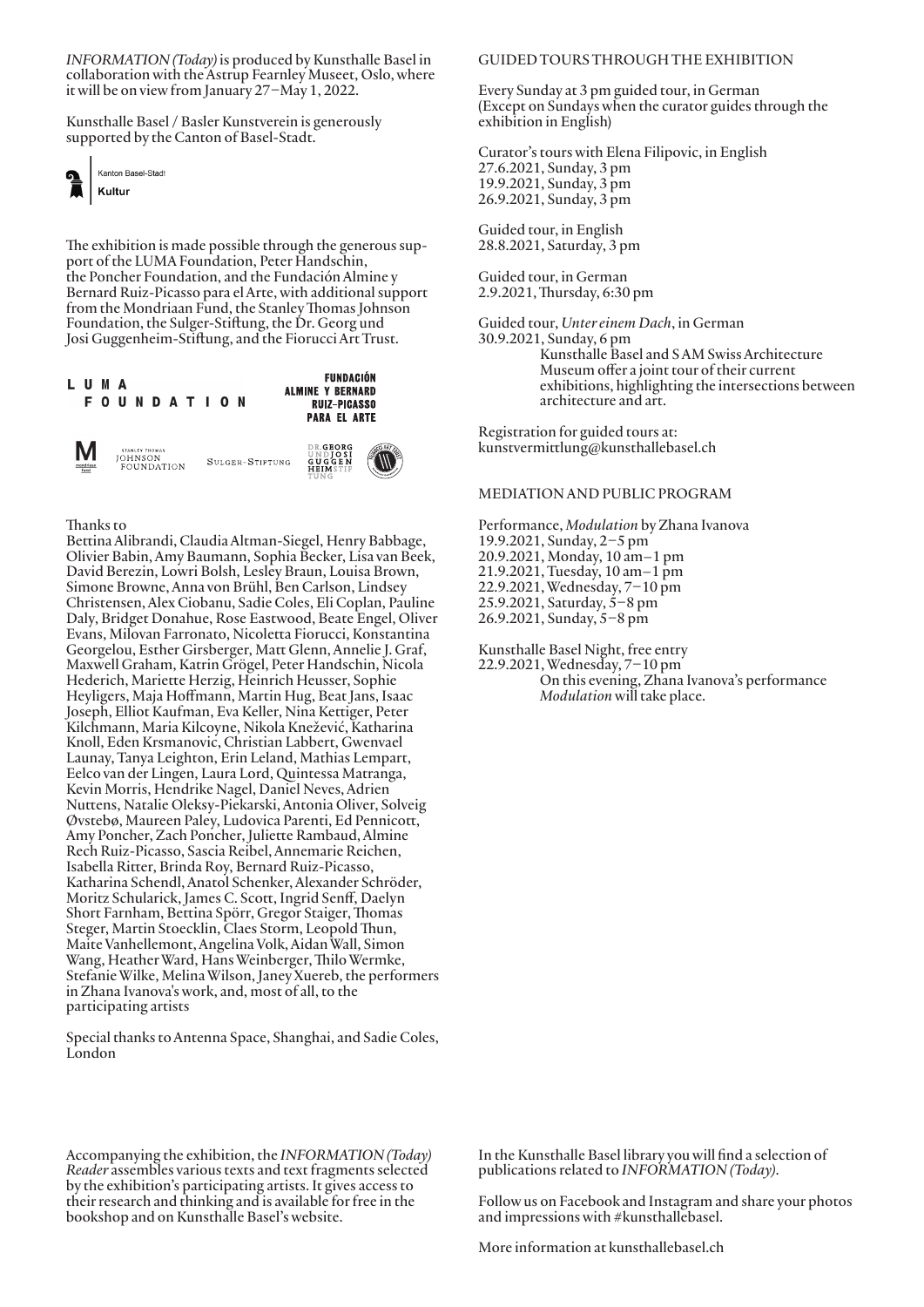*INFORMATION (Today)* is produced by Kunsthalle Basel in collaboration with the Astrup Fearnley Museet, Oslo, where it will be on view from January 27–May 1, 2022.

Kunsthalle Basel / Basler Kunstverein is generously supported by the Canton of Basel-Stadt.

Kanton Basel-Stadt
Kultur

The exhibition is made possible through the generous support of the LUMA Foundation, Peter Handschin, the Poncher Foundation, and the Fundación Almine y Bernard Ruiz-Picasso para el Arte, with additional support from the Mondriaan Fund, the Stanley Thomas Johnson Foundation, the Sulger-Stiftung, the Dr. Georg und Josi Guggenheim-Stiftung, and the Fiorucci Art Trust.

LUMA FOUNDATION
FUNDACIÓN ALMINE Y BERNARD RUIZ-PICASSO PARA EL ARTE
mondriaan fund
STANLEY THOMAS JOHNSON FOUNDATION
SULGER-STIFTUNG
DR. GEORG UND JOSI GUGGENHEIMSTIFTUNG

Thanks to
Bettina Alibrandi, Claudia Altman-Siegel, Henry Babbage, Olivier Babin, Amy Baumann, Sophia Becker, Lisa van Beek, David Berezin, Lowri Bolsh, Lesley Braun, Louisa Brown, Simone Browne, Anna von Brühl, Ben Carlson, Lindsey Christensen, Alex Ciobanu, Sadie Coles, Eli Coplan, Pauline Daly, Bridget Donahue, Rose Eastwood, Beate Engel, Oliver Evans, Milovan Farronato, Nicoletta Fiorucci, Konstantina Georgelou, Esther Girsberger, Matt Glenn, Annelie J. Graf, Maxwell Graham, Katrin Grögel, Peter Handschin, Nicola Hederich, Mariette Herzig, Heinrich Heusser, Sophie Heyligers, Maja Hoffmann, Martin Hug, Beat Jans, Isaac Joseph, Elliot Kaufman, Eva Keller, Nina Kettiger, Peter Kilchmann, Maria Kilcoyne, Nikola Knežević, Katharina Knoll, Eden Krsmanovic, Christian Labbert, Gwenvael Launay, Tanya Leighton, Erin Leland, Mathias Lempart, Eelco van der Lingen, Laura Lord, Quintessa Matranga, Kevin Morris, Hendrike Nagel, Daniel Neves, Adrien Nuttens, Natalie Oleksy-Piekarski, Antonia Oliver, Solveig Øvstebø, Maureen Paley, Ludovica Parenti, Ed Pennicott, Amy Poncher, Zach Poncher, Juliette Rambaud, Almine Rech Ruiz-Picasso, Sascia Reibel, Annemarie Reichen, Isabella Ritter, Brinda Roy, Bernard Ruiz-Picasso, Katharina Schendl, Anatol Schenker, Alexander Schröder, Moritz Schularick, James C. Scott, Ingrid Senff, Daelyn Short Farnham, Bettina Spörr, Gregor Staiger, Thomas Steger, Martin Stoecklin, Claes Storm, Leopold Thun, Maite Vanhellemont, Angelina Volk, Aidan Wall, Simon Wang, Heather Ward, Hans Weinberger, Thilo Wermke, Stefanie Wilke, Melina Wilson, Janey Xuereb, the performers in Zhana Ivanova's work, and, most of all, to the participating artists

Special thanks to Antenna Space, Shanghai, and Sadie Coles, London

Accompanying the exhibition, the *INFORMATION (Today) Reader* assembles various texts and text fragments selected by the exhibition's participating artists. It gives access to their research and thinking and is available for free in the bookshop and on Kunsthalle Basel's website.

## GUIDED TOURS THROUGH THE EXHIBITION

Every Sunday at 3 pm guided tour, in German
(Except on Sundays when the curator guides through the exhibition in English)

Curator's tours with Elena Filipovic, in English
27.6.2021, Sunday, 3 pm
19.9.2021, Sunday, 3 pm
26.9.2021, Sunday, 3 pm

Guided tour, in English
28.8.2021, Saturday, 3 pm

Guided tour, in German
2.9.2021, Thursday, 6:30 pm

Guided tour, *Unter einem Dach*, in German
30.9.2021, Sunday, 6 pm
Kunsthalle Basel and S AM Swiss Architecture Museum offer a joint tour of their current exhibitions, highlighting the intersections between architecture and art.

Registration for guided tours at:
kunstvermittlung@kunsthallebasel.ch

## MEDIATION AND PUBLIC PROGRAM

Performance, *Modulation* by Zhana Ivanova
19.9.2021, Sunday, 2–5 pm
20.9.2021, Monday, 10 am–1 pm
21.9.2021, Tuesday, 10 am–1 pm
22.9.2021, Wednesday, 7–10 pm
25.9.2021, Saturday, 5–8 pm
26.9.2021, Sunday, 5–8 pm

Kunsthalle Basel Night, free entry
22.9.2021, Wednesday, 7–10 pm
On this evening, Zhana Ivanova's performance *Modulation* will take place.

In the Kunsthalle Basel library you will find a selection of publications related to *INFORMATION (Today)*.

Follow us on Facebook and Instagram and share your photos and impressions with #kunsthallebasel.

More information at kunsthallebasel.ch